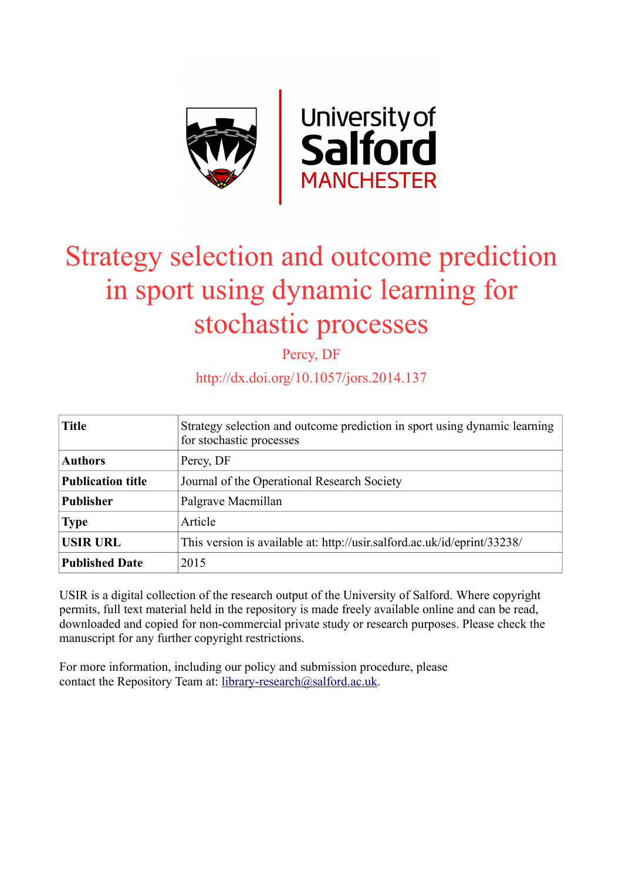# Strategy selection and outcome prediction in sport using dynamic learning for stochastic processes

Percy, DF

http://dx.doi.org/10.1057/jors.2014.137

| | |
|---|---|
| **Title** | Strategy selection and outcome prediction in sport using dynamic learning for stochastic processes |
| **Authors** | Percy, DF |
| **Publication title** | Journal of the Operational Research Society |
| **Publisher** | Palgrave Macmillan |
| **Type** | Article |
| **USIR URL** | This version is available at: http://usir.salford.ac.uk/id/eprint/33238/ |
| **Published Date** | 2015 |

USIR is a digital collection of the research output of the University of Salford. Where copyright permits, full text material held in the repository is made freely available online and can be read, downloaded and copied for non-commercial private study or research purposes. Please check the manuscript for any further copyright restrictions.

For more information, including our policy and submission procedure, please contact the Repository Team at: library-research@salford.ac.uk.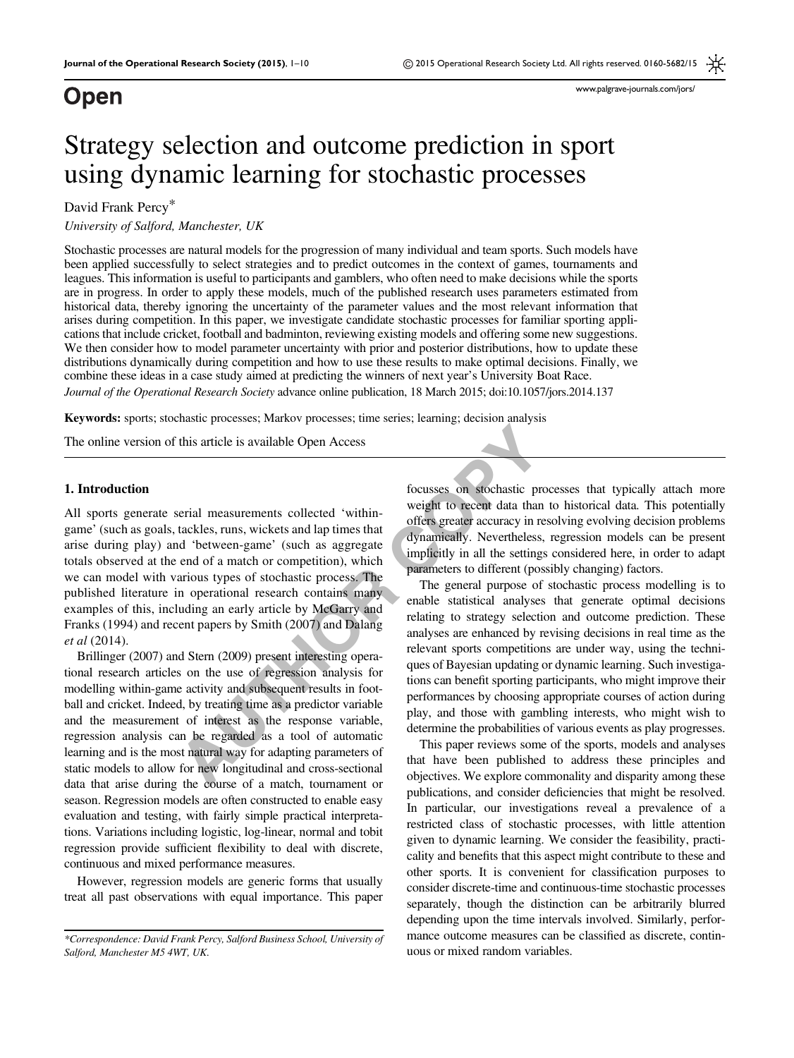# Strategy selection and outcome prediction in sport using dynamic learning for stochastic processes

David Frank Percy*

*University of Salford, Manchester, UK*

Stochastic processes are natural models for the progression of many individual and team sports. Such models have been applied successfully to select strategies and to predict outcomes in the context of games, tournaments and leagues. This information is useful to participants and gamblers, who often need to make decisions while the sports are in progress. In order to apply these models, much of the published research uses parameters estimated from historical data, thereby ignoring the uncertainty of the parameter values and the most relevant information that arises during competition. In this paper, we investigate candidate stochastic processes for familiar sporting applications that include cricket, football and badminton, reviewing existing models and offering some new suggestions. We then consider how to model parameter uncertainty with prior and posterior distributions, how to update these distributions dynamically during competition and how to use these results to make optimal decisions. Finally, we combine these ideas in a case study aimed at predicting the winners of next year's University Boat Race.

*Journal of the Operational Research Society* advance online publication, 18 March 2015; doi:10.1057/jors.2014.137

**Keywords:** sports; stochastic processes; Markov processes; time series; learning; decision analysis

The online version of this article is available Open Access

## 1. Introduction

All sports generate serial measurements collected 'within-game' (such as goals, tackles, runs, wickets and lap times that arise during play) and 'between-game' (such as aggregate totals observed at the end of a match or competition), which we can model with various types of stochastic process. The published literature in operational research contains many examples of this, including an early article by McGarry and Franks (1994) and recent papers by Smith (2007) and Dalang *et al* (2014).

Brillinger (2007) and Stern (2009) present interesting operational research articles on the use of regression analysis for modelling within-game activity and subsequent results in football and cricket. Indeed, by treating time as a predictor variable and the measurement of interest as the response variable, regression analysis can be regarded as a tool of automatic learning and is the most natural way for adapting parameters of static models to allow for new longitudinal and cross-sectional data that arise during the course of a match, tournament or season. Regression models are often constructed to enable easy evaluation and testing, with fairly simple practical interpretations. Variations including logistic, log-linear, normal and tobit regression provide sufficient flexibility to deal with discrete, continuous and mixed performance measures.

However, regression models are generic forms that usually treat all past observations with equal importance. This paper focusses on stochastic processes that typically attach more weight to recent data than to historical data. This potentially offers greater accuracy in resolving evolving decision problems dynamically. Nevertheless, regression models can be present implicitly in all the settings considered here, in order to adapt parameters to different (possibly changing) factors.

The general purpose of stochastic process modelling is to enable statistical analyses that generate optimal decisions relating to strategy selection and outcome prediction. These analyses are enhanced by revising decisions in real time as the relevant sports competitions are under way, using the techniques of Bayesian updating or dynamic learning. Such investigations can benefit sporting participants, who might improve their performances by choosing appropriate courses of action during play, and those with gambling interests, who might wish to determine the probabilities of various events as play progresses.

This paper reviews some of the sports, models and analyses that have been published to address these principles and objectives. We explore commonality and disparity among these publications, and consider deficiencies that might be resolved. In particular, our investigations reveal a prevalence of a restricted class of stochastic processes, with little attention given to dynamic learning. We consider the feasibility, practicality and benefits that this aspect might contribute to these and other sports. It is convenient for classification purposes to consider discrete-time and continuous-time stochastic processes separately, though the distinction can be arbitrarily blurred depending upon the time intervals involved. Similarly, performance outcome measures can be classified as discrete, continuous or mixed random variables.

*Correspondence: David Frank Percy, Salford Business School, University of Salford, Manchester M5 4WT, UK.*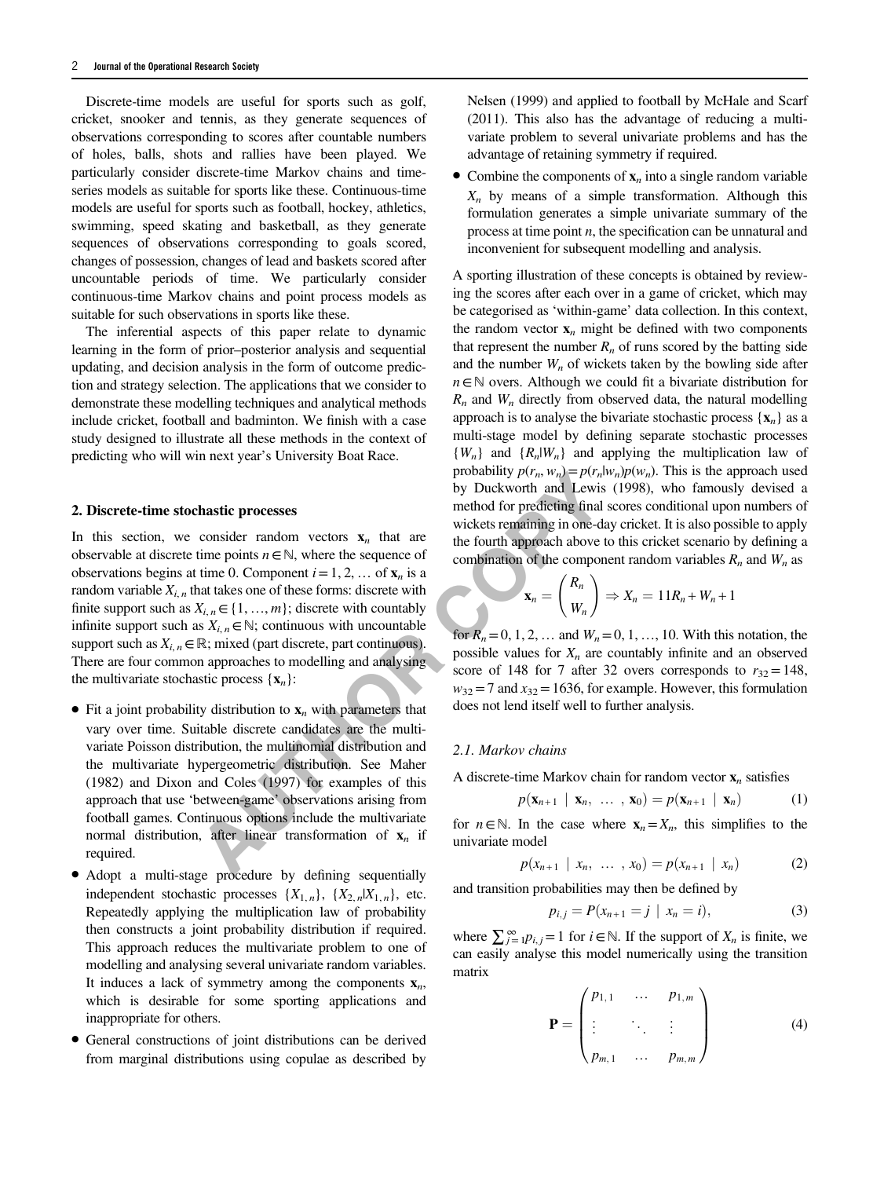Discrete-time models are useful for sports such as golf, cricket, snooker and tennis, as they generate sequences of observations corresponding to scores after countable numbers of holes, balls, shots and rallies have been played. We particularly consider discrete-time Markov chains and time-series models as suitable for sports like these. Continuous-time models are useful for sports such as football, hockey, athletics, swimming, speed skating and basketball, as they generate sequences of observations corresponding to goals scored, changes of possession, changes of lead and baskets scored after uncountable periods of time. We particularly consider continuous-time Markov chains and point process models as suitable for such observations in sports like these.

The inferential aspects of this paper relate to dynamic learning in the form of prior–posterior analysis and sequential updating, and decision analysis in the form of outcome prediction and strategy selection. The applications that we consider to demonstrate these modelling techniques and analytical methods include cricket, football and badminton. We finish with a case study designed to illustrate all these methods in the context of predicting who will win next year's University Boat Race.

## 2. Discrete-time stochastic processes

In this section, we consider random vectors $\mathbf{x}_n$ that are observable at discrete time points $n \in \mathbb{N}$, where the sequence of observations begins at time 0. Component $i = 1, 2, \ldots$ of $\mathbf{x}_n$ is a random variable $X_{i,n}$ that takes one of these forms: discrete with finite support such as $X_{i,n} \in \{1, \ldots, m\}$; discrete with countably infinite support such as $X_{i,n} \in \mathbb{N}$; continuous with uncountable support such as $X_{i,n} \in \mathbb{R}$; mixed (part discrete, part continuous). There are four common approaches to modelling and analysing the multivariate stochastic process $\{\mathbf{x}_n\}$:

- Fit a joint probability distribution to $\mathbf{x}_n$ with parameters that vary over time. Suitable discrete candidates are the multivariate Poisson distribution, the multinomial distribution and the multivariate hypergeometric distribution. See Maher (1982) and Dixon and Coles (1997) for examples of this approach that use 'between-game' observations arising from football games. Continuous options include the multivariate normal distribution, after linear transformation of $\mathbf{x}_n$ if required.
- Adopt a multi-stage procedure by defining sequentially independent stochastic processes $\{X_{1,n}\}$, $\{X_{2,n}|X_{1,n}\}$, etc. Repeatedly applying the multiplication law of probability then constructs a joint probability distribution if required. This approach reduces the multivariate problem to one of modelling and analysing several univariate random variables. It induces a lack of symmetry among the components $\mathbf{x}_n$, which is desirable for some sporting applications and inappropriate for others.
- General constructions of joint distributions can be derived from marginal distributions using copulae as described by Nelsen (1999) and applied to football by McHale and Scarf (2011). This also has the advantage of reducing a multivariate problem to several univariate problems and has the advantage of retaining symmetry if required.
- Combine the components of $\mathbf{x}_n$ into a single random variable $X_n$ by means of a simple transformation. Although this formulation generates a simple univariate summary of the process at time point $n$, the specification can be unnatural and inconvenient for subsequent modelling and analysis.

A sporting illustration of these concepts is obtained by reviewing the scores after each over in a game of cricket, which may be categorised as 'within-game' data collection. In this context, the random vector $\mathbf{x}_n$ might be defined with two components that represent the number $R_n$ of runs scored by the batting side and the number $W_n$ of wickets taken by the bowling side after $n \in \mathbb{N}$ overs. Although we could fit a bivariate distribution for $R_n$ and $W_n$ directly from observed data, the natural modelling approach is to analyse the bivariate stochastic process $\{\mathbf{x}_n\}$ as a multi-stage model by defining separate stochastic processes $\{W_n\}$ and $\{R_n|W_n\}$ and applying the multiplication law of probability $p(r_n, w_n) = p(r_n|w_n)p(w_n)$. This is the approach used by Duckworth and Lewis (1998), who famously devised a method for predicting final scores conditional upon numbers of wickets remaining in one-day cricket. It is also possible to apply the fourth approach above to this cricket scenario by defining a combination of the component random variables $R_n$ and $W_n$ as

$$\mathbf{x}_n = \begin{pmatrix} R_n \\ W_n \end{pmatrix} \Rightarrow X_n = 11R_n + W_n + 1$$

for $R_n = 0, 1, 2, \ldots$ and $W_n = 0, 1, \ldots, 10$. With this notation, the possible values for $X_n$ are countably infinite and an observed score of 148 for 7 after 32 overs corresponds to $r_{32} = 148$, $w_{32} = 7$ and $x_{32} = 1636$, for example. However, this formulation does not lend itself well to further analysis.

### 2.1. Markov chains

A discrete-time Markov chain for random vector $\mathbf{x}_n$ satisfies

$$p(\mathbf{x}_{n+1} \mid \mathbf{x}_n, \ldots, \mathbf{x}_0) = p(\mathbf{x}_{n+1} \mid \mathbf{x}_n) \tag{1}$$

for $n \in \mathbb{N}$. In the case where $\mathbf{x}_n = X_n$, this simplifies to the univariate model

$$p(x_{n+1} \mid x_n, \ldots, x_0) = p(x_{n+1} \mid x_n) \tag{2}$$

and transition probabilities may then be defined by

$$p_{i,j} = P(x_{n+1} = j \mid x_n = i), \tag{3}$$

where $\sum_{j=1}^{\infty} p_{i,j} = 1$ for $i \in \mathbb{N}$. If the support of $X_n$ is finite, we can easily analyse this model numerically using the transition matrix

$$\mathbf{P} = \begin{pmatrix} p_{1,1} & \ldots & p_{1,m} \\ \vdots & \ddots & \vdots \\ p_{m,1} & \ldots & p_{m,m} \end{pmatrix} \tag{4}$$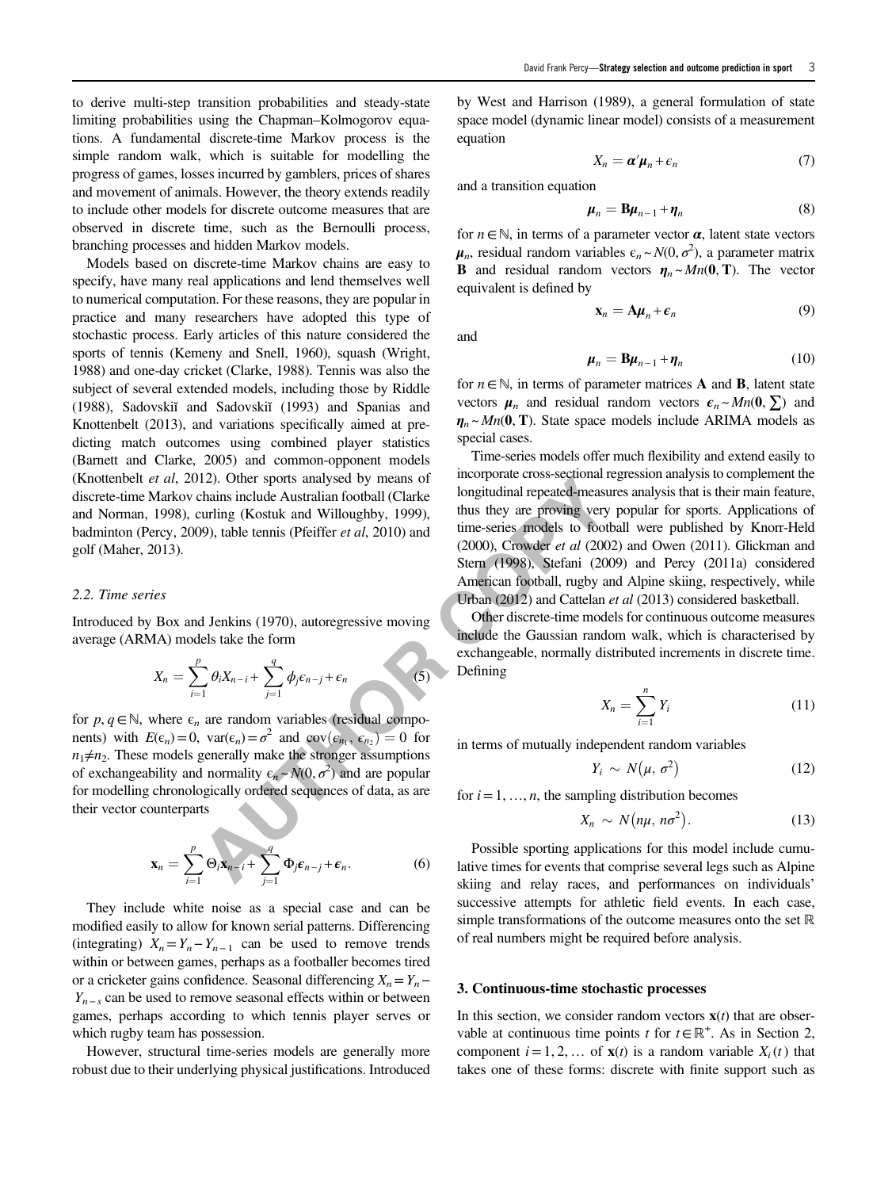to derive multi-step transition probabilities and steady-state limiting probabilities using the Chapman–Kolmogorov equations. A fundamental discrete-time Markov process is the simple random walk, which is suitable for modelling the progress of games, losses incurred by gamblers, prices of shares and movement of animals. However, the theory extends readily to include other models for discrete outcome measures that are observed in discrete time, such as the Bernoulli process, branching processes and hidden Markov models.

Models based on discrete-time Markov chains are easy to specify, have many real applications and lend themselves well to numerical computation. For these reasons, they are popular in practice and many researchers have adopted this type of stochastic process. Early articles of this nature considered the sports of tennis (Kemeny and Snell, 1960), squash (Wright, 1988) and one-day cricket (Clarke, 1988). Tennis was also the subject of several extended models, including those by Riddle (1988), Sadovskiĭ and Sadovskiĭ (1993) and Spanias and Knottenbelt (2013), and variations specifically aimed at predicting match outcomes using combined player statistics (Barnett and Clarke, 2005) and common-opponent models (Knottenbelt *et al*, 2012). Other sports analysed by means of discrete-time Markov chains include Australian football (Clarke and Norman, 1998), curling (Kostuk and Willoughby, 1999), badminton (Percy, 2009), table tennis (Pfeiffer *et al*, 2010) and golf (Maher, 2013).

### 2.2. Time series

Introduced by Box and Jenkins (1970), autoregressive moving average (ARMA) models take the form

$$X_n = \sum_{i=1}^{p} \theta_i X_{n-i} + \sum_{j=1}^{q} \phi_j \epsilon_{n-j} + \epsilon_n \tag{5}$$

for $p, q \in \mathbb{N}$, where $\epsilon_n$ are random variables (residual components) with $E(\epsilon_n)=0$, $\mathrm{var}(\epsilon_n)=\sigma^2$ and $\mathrm{cov}(\epsilon_{n_1}, \epsilon_{n_2})=0$ for $n_1 \neq n_2$. These models generally make the stronger assumptions of exchangeability and normality $\epsilon_n \sim N(0, \sigma^2)$ and are popular for modelling chronologically ordered sequences of data, as are their vector counterparts

$$\mathbf{x}_n = \sum_{i=1}^{p} \Theta_i \mathbf{x}_{n-i} + \sum_{j=1}^{q} \Phi_j \boldsymbol{\epsilon}_{n-j} + \boldsymbol{\epsilon}_n. \tag{6}$$

They include white noise as a special case and can be modified easily to allow for known serial patterns. Differencing (integrating) $X_n = Y_n - Y_{n-1}$ can be used to remove trends within or between games, perhaps as a footballer becomes tired or a cricketer gains confidence. Seasonal differencing $X_n = Y_n - Y_{n-s}$ can be used to remove seasonal effects within or between games, perhaps according to which tennis player serves or which rugby team has possession.

However, structural time-series models are generally more robust due to their underlying physical justifications. Introduced by West and Harrison (1989), a general formulation of state space model (dynamic linear model) consists of a measurement equation

$$X_n = \boldsymbol{\alpha}' \boldsymbol{\mu}_n + \epsilon_n \tag{7}$$

and a transition equation

$$\boldsymbol{\mu}_n = \mathbf{B} \boldsymbol{\mu}_{n-1} + \boldsymbol{\eta}_n \tag{8}$$

for $n \in \mathbb{N}$, in terms of a parameter vector $\boldsymbol{\alpha}$, latent state vectors $\boldsymbol{\mu}_n$, residual random variables $\epsilon_n \sim N(0, \sigma^2)$, a parameter matrix $\mathbf{B}$ and residual random vectors $\boldsymbol{\eta}_n \sim Mn(\mathbf{0}, \mathbf{T})$. The vector equivalent is defined by

$$\mathbf{x}_n = \mathbf{A} \boldsymbol{\mu}_n + \boldsymbol{\epsilon}_n \tag{9}$$

and

$$\boldsymbol{\mu}_n = \mathbf{B} \boldsymbol{\mu}_{n-1} + \boldsymbol{\eta}_n \tag{10}$$

for $n \in \mathbb{N}$, in terms of parameter matrices $\mathbf{A}$ and $\mathbf{B}$, latent state vectors $\boldsymbol{\mu}_n$ and residual random vectors $\boldsymbol{\epsilon}_n \sim Mn(\mathbf{0}, \sum)$ and $\boldsymbol{\eta}_n \sim Mn(\mathbf{0}, \mathbf{T})$. State space models include ARIMA models as special cases.

Time-series models offer much flexibility and extend easily to incorporate cross-sectional regression analysis to complement the longitudinal repeated-measures analysis that is their main feature, thus they are proving very popular for sports. Applications of time-series models to football were published by Knorr-Held (2000), Crowder *et al* (2002) and Owen (2011). Glickman and Stern (1998), Stefani (2009) and Percy (2011a) considered American football, rugby and Alpine skiing, respectively, while Urban (2012) and Cattelan *et al* (2013) considered basketball.

Other discrete-time models for continuous outcome measures include the Gaussian random walk, which is characterised by exchangeable, normally distributed increments in discrete time. Defining

$$X_n = \sum_{i=1}^{n} Y_i \tag{11}$$

in terms of mutually independent random variables

$$Y_i \sim N(\mu, \sigma^2) \tag{12}$$

for $i = 1, \ldots, n$, the sampling distribution becomes

$$X_n \sim N(n\mu, n\sigma^2). \tag{13}$$

Possible sporting applications for this model include cumulative times for events that comprise several legs such as Alpine skiing and relay races, and performances on individuals' successive attempts for athletic field events. In each case, simple transformations of the outcome measures onto the set $\mathbb{R}$ of real numbers might be required before analysis.

## 3. Continuous-time stochastic processes

In this section, we consider random vectors $\mathbf{x}(t)$ that are observable at continuous time points $t$ for $t \in \mathbb{R}^+$. As in Section 2, component $i = 1, 2, \ldots$ of $\mathbf{x}(t)$ is a random variable $X_i(t)$ that takes one of these forms: discrete with finite support such as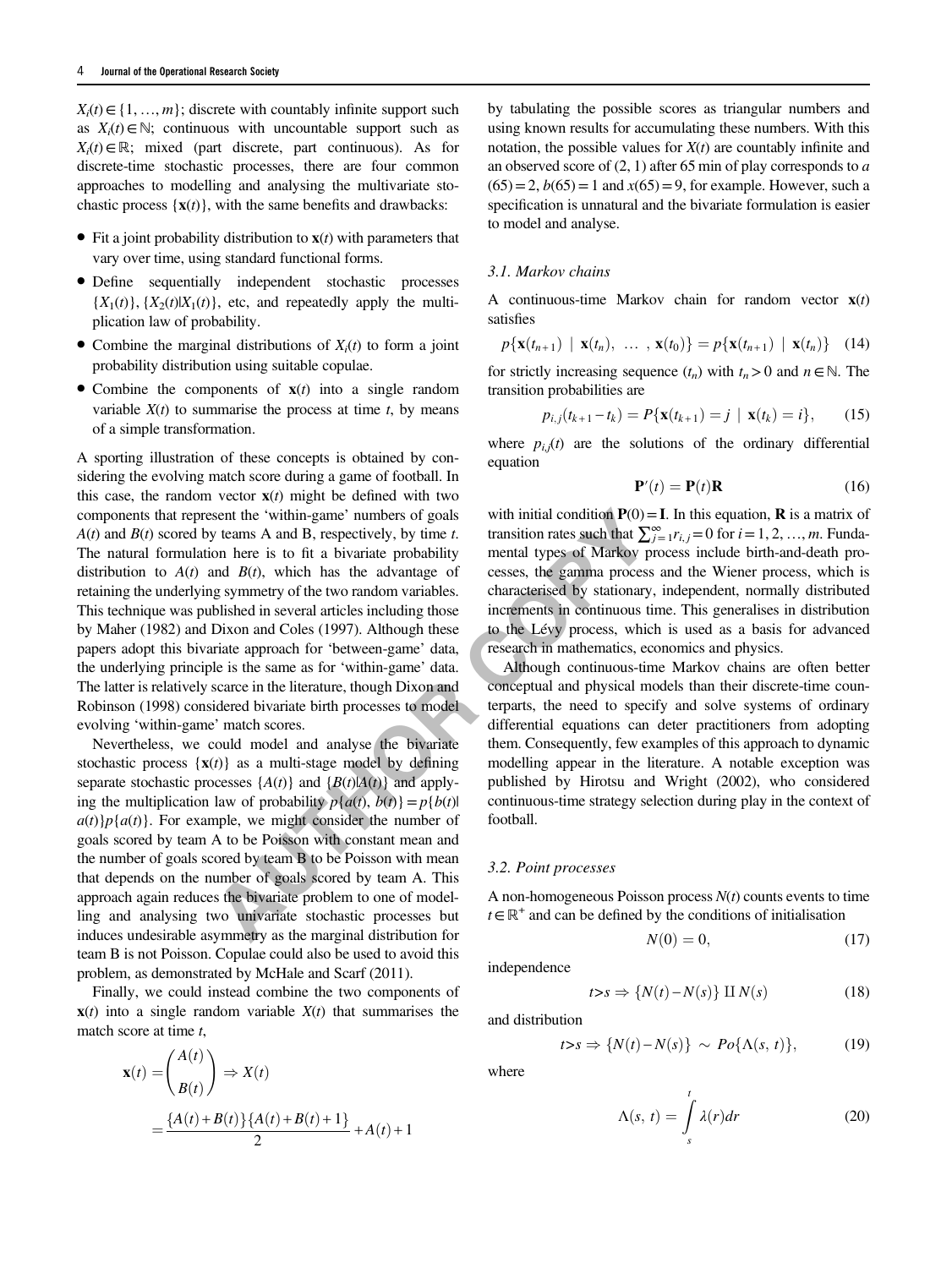$X_i(t) \in \{1, \ldots, m\}$; discrete with countably infinite support such as $X_i(t) \in \mathbb{N}$; continuous with uncountable support such as $X_i(t) \in \mathbb{R}$; mixed (part discrete, part continuous). As for discrete-time stochastic processes, there are four common approaches to modelling and analysing the multivariate stochastic process $\{\mathbf{x}(t)\}$, with the same benefits and drawbacks:

- Fit a joint probability distribution to $\mathbf{x}(t)$ with parameters that vary over time, using standard functional forms.
- Define sequentially independent stochastic processes $\{X_1(t)\}$, $\{X_2(t)|X_1(t)\}$, etc, and repeatedly apply the multiplication law of probability.
- Combine the marginal distributions of $X_i(t)$ to form a joint probability distribution using suitable copulae.
- Combine the components of $\mathbf{x}(t)$ into a single random variable $X(t)$ to summarise the process at time $t$, by means of a simple transformation.

A sporting illustration of these concepts is obtained by considering the evolving match score during a game of football. In this case, the random vector $\mathbf{x}(t)$ might be defined with two components that represent the 'within-game' numbers of goals $A(t)$ and $B(t)$ scored by teams A and B, respectively, by time $t$. The natural formulation here is to fit a bivariate probability distribution to $A(t)$ and $B(t)$, which has the advantage of retaining the underlying symmetry of the two random variables. This technique was published in several articles including those by Maher (1982) and Dixon and Coles (1997). Although these papers adopt this bivariate approach for 'between-game' data, the underlying principle is the same as for 'within-game' data. The latter is relatively scarce in the literature, though Dixon and Robinson (1998) considered bivariate birth processes to model evolving 'within-game' match scores.

Nevertheless, we could model and analyse the bivariate stochastic process $\{\mathbf{x}(t)\}$ as a multi-stage model by defining separate stochastic processes $\{A(t)\}$ and $\{B(t)|A(t)\}$ and applying the multiplication law of probability $p\{a(t), b(t)\} = p\{b(t)|a(t)\}p\{a(t)\}$. For example, we might consider the number of goals scored by team A to be Poisson with constant mean and the number of goals scored by team B to be Poisson with mean that depends on the number of goals scored by team A. This approach again reduces the bivariate problem to one of modelling and analysing two univariate stochastic processes but induces undesirable asymmetry as the marginal distribution for team B is not Poisson. Copulae could also be used to avoid this problem, as demonstrated by McHale and Scarf (2011).

Finally, we could instead combine the two components of $\mathbf{x}(t)$ into a single random variable $X(t)$ that summarises the match score at time $t$,

$$\mathbf{x}(t) = \begin{pmatrix} A(t) \\ B(t) \end{pmatrix} \Rightarrow X(t) = \frac{\{A(t)+B(t)\}\{A(t)+B(t)+1\}}{2} + A(t) + 1$$

by tabulating the possible scores as triangular numbers and using known results for accumulating these numbers. With this notation, the possible values for $X(t)$ are countably infinite and an observed score of (2, 1) after 65 min of play corresponds to $a(65) = 2$, $b(65) = 1$ and $x(65) = 9$, for example. However, such a specification is unnatural and the bivariate formulation is easier to model and analyse.

### 3.1. Markov chains

A continuous-time Markov chain for random vector $\mathbf{x}(t)$ satisfies

$$p\{\mathbf{x}(t_{n+1}) \mid \mathbf{x}(t_n), \ldots, \mathbf{x}(t_0)\} = p\{\mathbf{x}(t_{n+1}) \mid \mathbf{x}(t_n)\} \quad (14)$$

for strictly increasing sequence $(t_n)$ with $t_n > 0$ and $n \in \mathbb{N}$. The transition probabilities are

$$p_{i,j}(t_{k+1} - t_k) = P\{\mathbf{x}(t_{k+1}) = j \mid \mathbf{x}(t_k) = i\}, \quad (15)$$

where $p_{i,j}(t)$ are the solutions of the ordinary differential equation

$$\mathbf{P}'(t) = \mathbf{P}(t)\mathbf{R} \quad (16)$$

with initial condition $\mathbf{P}(0) = \mathbf{I}$. In this equation, $\mathbf{R}$ is a matrix of transition rates such that $\sum_{j=1}^{\infty} r_{i,j} = 0$ for $i = 1, 2, \ldots, m$. Fundamental types of Markov process include birth-and-death processes, the gamma process and the Wiener process, which is characterised by stationary, independent, normally distributed increments in continuous time. This generalises in distribution to the Lévy process, which is used as a basis for advanced research in mathematics, economics and physics.

Although continuous-time Markov chains are often better conceptual and physical models than their discrete-time counterparts, the need to specify and solve systems of ordinary differential equations can deter practitioners from adopting them. Consequently, few examples of this approach to dynamic modelling appear in the literature. A notable exception was published by Hirotsu and Wright (2002), who considered continuous-time strategy selection during play in the context of football.

### 3.2. Point processes

A non-homogeneous Poisson process $N(t)$ counts events to time $t \in \mathbb{R}^+$ and can be defined by the conditions of initialisation

$$N(0) = 0, \quad (17)$$

independence

$$t > s \Rightarrow \{N(t) - N(s)\} \amalg N(s) \quad (18)$$

and distribution

$$t > s \Rightarrow \{N(t) - N(s)\} \sim Po\{\Lambda(s, t)\}, \quad (19)$$

where

$$\Lambda(s, t) = \int_s^t \lambda(r)dr \quad (20)$$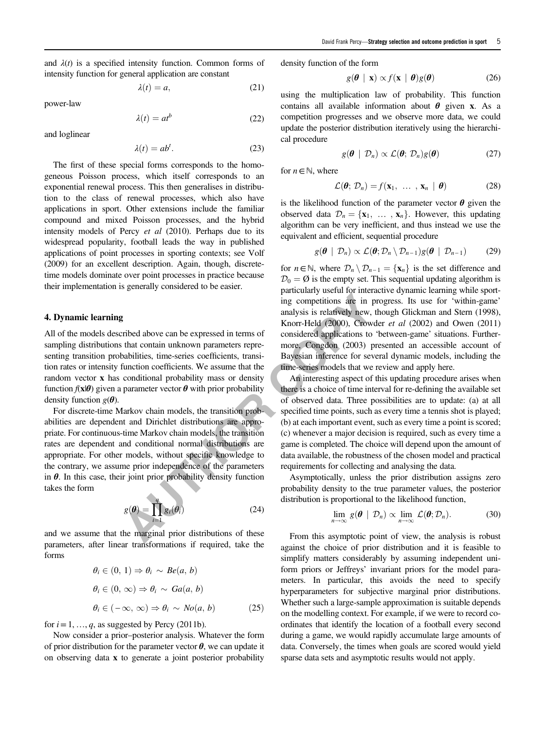and $\lambda(t)$ is a specified intensity function. Common forms of intensity function for general application are constant

$$\lambda(t) = a, \tag{21}$$

power-law

$$\lambda(t) = at^b \tag{22}$$

and loglinear

$$\lambda(t) = ab^t. \tag{23}$$

The first of these special forms corresponds to the homogeneous Poisson process, which itself corresponds to an exponential renewal process. This then generalises in distribution to the class of renewal processes, which also have applications in sport. Other extensions include the familiar compound and mixed Poisson processes, and the hybrid intensity models of Percy *et al* (2010). Perhaps due to its widespread popularity, football leads the way in published applications of point processes in sporting contexts; see Volf (2009) for an excellent description. Again, though, discrete-time models dominate over point processes in practice because their implementation is generally considered to be easier.

## 4. Dynamic learning

All of the models described above can be expressed in terms of sampling distributions that contain unknown parameters representing transition probabilities, time-series coefficients, transition rates or intensity function coefficients. We assume that the random vector $\mathbf{x}$ has conditional probability mass or density function $f(\mathbf{x}|\boldsymbol{\theta})$ given a parameter vector $\boldsymbol{\theta}$ with prior probability density function $g(\boldsymbol{\theta})$.

For discrete-time Markov chain models, the transition probabilities are dependent and Dirichlet distributions are appropriate. For continuous-time Markov chain models, the transition rates are dependent and conditional normal distributions are appropriate. For other models, without specific knowledge to the contrary, we assume prior independence of the parameters in $\boldsymbol{\theta}$. In this case, their joint prior probability density function takes the form

$$g(\boldsymbol{\theta}) = \prod_{i=1}^{q} g_i(\theta_i) \tag{24}$$

and we assume that the marginal prior distributions of these parameters, after linear transformations if required, take the forms

$$\begin{aligned}
\theta_i \in (0, 1) &\Rightarrow \theta_i \sim Be(a, b) \\
\theta_i \in (0, \infty) &\Rightarrow \theta_i \sim Ga(a, b) \\
\theta_i \in (-\infty, \infty) &\Rightarrow \theta_i \sim No(a, b)
\end{aligned} \tag{25}$$

for $i = 1, \ldots, q$, as suggested by Percy (2011b).

Now consider a prior–posterior analysis. Whatever the form of prior distribution for the parameter vector $\boldsymbol{\theta}$, we can update it on observing data $\mathbf{x}$ to generate a joint posterior probability density function of the form

$$g(\boldsymbol{\theta} \mid \mathbf{x}) \propto f(\mathbf{x} \mid \boldsymbol{\theta}) g(\boldsymbol{\theta}) \tag{26}$$

using the multiplication law of probability. This function contains all available information about $\boldsymbol{\theta}$ given $\mathbf{x}$. As a competition progresses and we observe more data, we could update the posterior distribution iteratively using the hierarchical procedure

$$g(\boldsymbol{\theta} \mid \mathcal{D}_n) \propto \mathcal{L}(\boldsymbol{\theta}; \mathcal{D}_n) g(\boldsymbol{\theta}) \tag{27}$$

for $n \in \mathbb{N}$, where

$$\mathcal{L}(\boldsymbol{\theta}; \mathcal{D}_n) = f(\mathbf{x}_1, \ldots, \mathbf{x}_n \mid \boldsymbol{\theta}) \tag{28}$$

is the likelihood function of the parameter vector $\boldsymbol{\theta}$ given the observed data $\mathcal{D}_n = \{\mathbf{x}_1, \ldots, \mathbf{x}_n\}$. However, this updating algorithm can be very inefficient, and thus instead we use the equivalent and efficient, sequential procedure

$$g(\boldsymbol{\theta} \mid \mathcal{D}_n) \propto \mathcal{L}(\boldsymbol{\theta}; \mathcal{D}_n \setminus \mathcal{D}_{n-1}) g(\boldsymbol{\theta} \mid \mathcal{D}_{n-1}) \tag{29}$$

for $n \in \mathbb{N}$, where $\mathcal{D}_n \setminus \mathcal{D}_{n-1} = \{\mathbf{x}_n\}$ is the set difference and $\mathcal{D}_0 = \emptyset$ is the empty set. This sequential updating algorithm is particularly useful for interactive dynamic learning while sporting competitions are in progress. Its use for 'within-game' analysis is relatively new, though Glickman and Stern (1998), Knorr-Held (2000), Crowder *et al* (2002) and Owen (2011) considered applications to 'between-game' situations. Furthermore, Congdon (2003) presented an accessible account of Bayesian inference for several dynamic models, including the time-series models that we review and apply here.

An interesting aspect of this updating procedure arises when there is a choice of time interval for re-defining the available set of observed data. Three possibilities are to update: (a) at all specified time points, such as every time a tennis shot is played; (b) at each important event, such as every time a point is scored; (c) whenever a major decision is required, such as every time a game is completed. The choice will depend upon the amount of data available, the robustness of the chosen model and practical requirements for collecting and analysing the data.

Asymptotically, unless the prior distribution assigns zero probability density to the true parameter values, the posterior distribution is proportional to the likelihood function,

$$\lim_{n \to \infty} g(\boldsymbol{\theta} \mid \mathcal{D}_n) \propto \lim_{n \to \infty} \mathcal{L}(\boldsymbol{\theta}; \mathcal{D}_n). \tag{30}$$

From this asymptotic point of view, the analysis is robust against the choice of prior distribution and it is feasible to simplify matters considerably by assuming independent uniform priors or Jeffreys' invariant priors for the model parameters. In particular, this avoids the need to specify hyperparameters for subjective marginal prior distributions. Whether such a large-sample approximation is suitable depends on the modelling context. For example, if we were to record co-ordinates that identify the location of a football every second during a game, we would rapidly accumulate large amounts of data. Conversely, the times when goals are scored would yield sparse data sets and asymptotic results would not apply.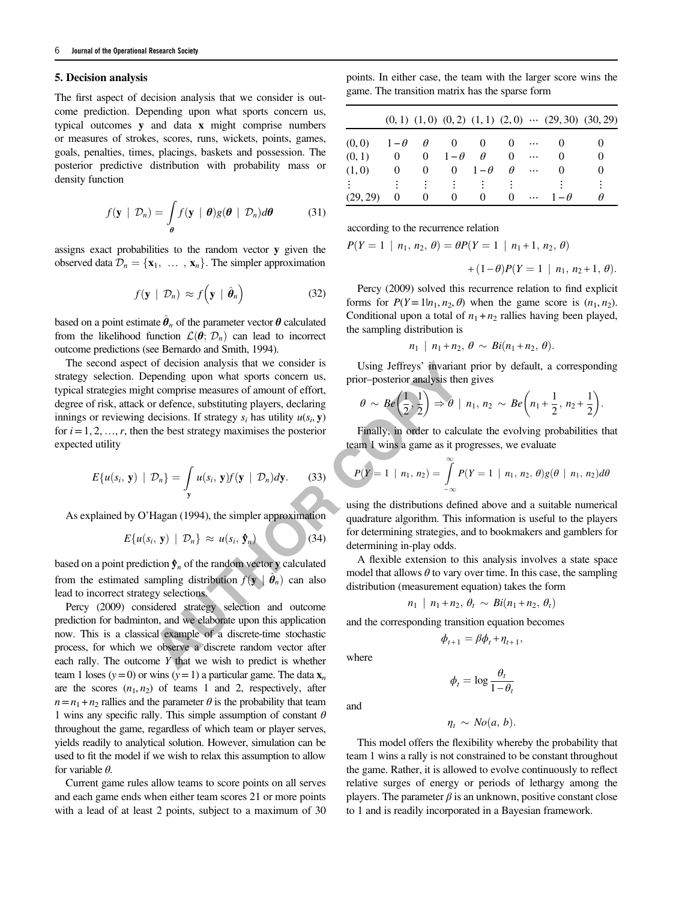## 5. Decision analysis

The first aspect of decision analysis that we consider is outcome prediction. Depending upon what sports concern us, typical outcomes $\mathbf{y}$ and data $\mathbf{x}$ might comprise numbers or measures of strokes, scores, runs, wickets, points, games, goals, penalties, times, placings, baskets and possession. The posterior predictive distribution with probability mass or density function

$$f(\mathbf{y} \mid \mathcal{D}_n) = \int_{\boldsymbol{\theta}} f(\mathbf{y} \mid \boldsymbol{\theta}) g(\boldsymbol{\theta} \mid \mathcal{D}_n) d\boldsymbol{\theta} \tag{31}$$

assigns exact probabilities to the random vector $\mathbf{y}$ given the observed data $\mathcal{D}_n = \{\mathbf{x}_1, \ \dots \ , \mathbf{x}_n\}$. The simpler approximation

$$f(\mathbf{y} \mid \mathcal{D}_n) \approx f\left(\mathbf{y} \mid \hat{\boldsymbol{\theta}}_n\right) \tag{32}$$

based on a point estimate $\hat{\boldsymbol{\theta}}_n$ of the parameter vector $\boldsymbol{\theta}$ calculated from the likelihood function $\mathcal{L}(\boldsymbol{\theta}; \mathcal{D}_n)$ can lead to incorrect outcome predictions (see Bernardo and Smith, 1994).

The second aspect of decision analysis that we consider is strategy selection. Depending upon what sports concern us, typical strategies might comprise measures of amount of effort, degree of risk, attack or defence, substituting players, declaring innings or reviewing decisions. If strategy $s_i$ has utility $u(s_i, \mathbf{y})$ for $i = 1, 2, \dots, r$, then the best strategy maximises the posterior expected utility

$$E\{u(s_i, \mathbf{y}) \mid \mathcal{D}_n\} = \int_{\mathbf{y}} u(s_i, \mathbf{y}) f(\mathbf{y} \mid \mathcal{D}_n) d\mathbf{y}. \tag{33}$$

As explained by O'Hagan (1994), the simpler approximation

$$E\{u(s_i, \mathbf{y}) \mid \mathcal{D}_n\} \approx u(s_i, \hat{\mathbf{y}}_n) \tag{34}$$

based on a point prediction $\hat{\mathbf{y}}_n$ of the random vector $\mathbf{y}$ calculated from the estimated sampling distribution $f(\mathbf{y} \mid \hat{\boldsymbol{\theta}}_n)$ can also lead to incorrect strategy selections.

Percy (2009) considered strategy selection and outcome prediction for badminton, and we elaborate upon this application now. This is a classical example of a discrete-time stochastic process, for which we observe a discrete random vector after each rally. The outcome $Y$ that we wish to predict is whether team 1 loses ($y = 0$) or wins ($y = 1$) a particular game. The data $\mathbf{x}_n$ are the scores $(n_1, n_2)$ of teams 1 and 2, respectively, after $n = n_1 + n_2$ rallies and the parameter $\theta$ is the probability that team 1 wins any specific rally. This simple assumption of constant $\theta$ throughout the game, regardless of which team or player serves, yields readily to analytical solution. However, simulation can be used to fit the model if we wish to relax this assumption to allow for variable $\theta$.

Current game rules allow teams to score points on all serves and each game ends when either team scores 21 or more points with a lead of at least 2 points, subject to a maximum of 30 points. In either case, the team with the larger score wins the game. The transition matrix has the sparse form

| | (0, 1) | (1, 0) | (0, 2) | (1, 1) | (2, 0) | ⋯ | (29, 30) | (30, 29) |
|---|---|---|---|---|---|---|---|---|
| (0, 0) | $1-\theta$ | $\theta$ | 0 | 0 | 0 | ⋯ | 0 | 0 |
| (0, 1) | 0 | 0 | $1-\theta$ | $\theta$ | 0 | ⋯ | 0 | 0 |
| (1, 0) | 0 | 0 | 0 | $1-\theta$ | $\theta$ | ⋯ | 0 | 0 |
| ⋮ | ⋮ | ⋮ | ⋮ | ⋮ | ⋮ | | ⋮ | ⋮ |
| (29, 29) | 0 | 0 | 0 | 0 | 0 | ⋯ | $1-\theta$ | $\theta$ |

according to the recurrence relation

$$P(Y = 1 \mid n_1, n_2, \theta) = \theta P(Y = 1 \mid n_1 + 1, n_2, \theta) + (1-\theta) P(Y = 1 \mid n_1, n_2 + 1, \theta).$$

Percy (2009) solved this recurrence relation to find explicit forms for $P(Y = 1 | n_1, n_2, \theta)$ when the game score is $(n_1, n_2)$. Conditional upon a total of $n_1 + n_2$ rallies having been played, the sampling distribution is

$$n_1 \mid n_1 + n_2, \theta \sim Bi(n_1 + n_2, \theta).$$

Using Jeffreys' invariant prior by default, a corresponding prior–posterior analysis then gives

$$\theta \sim Be\left(\frac{1}{2}, \frac{1}{2}\right) \Rightarrow \theta \mid n_1, n_2 \sim Be\left(n_1 + \frac{1}{2}, n_2 + \frac{1}{2}\right).$$

Finally, in order to calculate the evolving probabilities that team 1 wins a game as it progresses, we evaluate

$$P(Y = 1 \mid n_1, n_2) = \int_{-\infty}^{\infty} P(Y = 1 \mid n_1, n_2, \theta) g(\theta \mid n_1, n_2) d\theta$$

using the distributions defined above and a suitable numerical quadrature algorithm. This information is useful to the players for determining strategies, and to bookmakers and gamblers for determining in-play odds.

A flexible extension to this analysis involves a state space model that allows $\theta$ to vary over time. In this case, the sampling distribution (measurement equation) takes the form

$$n_1 \mid n_1 + n_2, \theta_t \sim Bi(n_1 + n_2, \theta_t)$$

and the corresponding transition equation becomes

$$\phi_{t+1} = \beta \phi_t + \eta_{t+1},$$

where

$$\phi_t = \log \frac{\theta_t}{1 - \theta_t}$$

and

$$\eta_t \sim No(a, b).$$

This model offers the flexibility whereby the probability that team 1 wins a rally is not constrained to be constant throughout the game. Rather, it is allowed to evolve continuously to reflect relative surges of energy or periods of lethargy among the players. The parameter $\beta$ is an unknown, positive constant close to 1 and is readily incorporated in a Bayesian framework.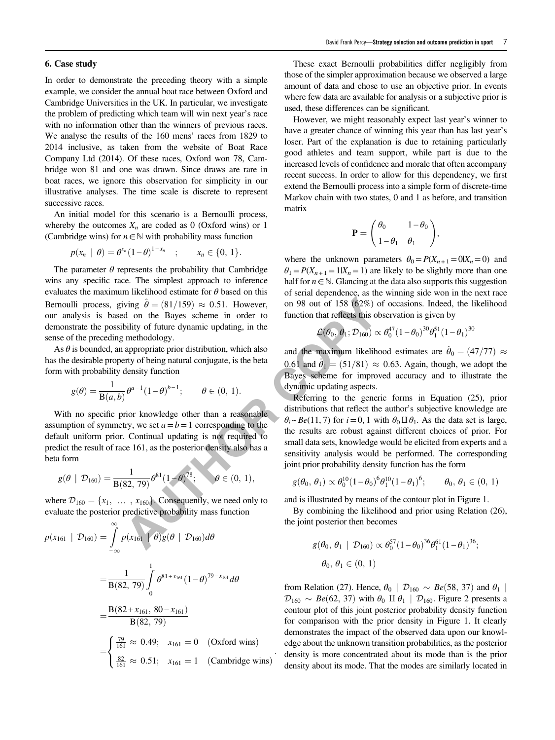## 6. Case study

In order to demonstrate the preceding theory with a simple example, we consider the annual boat race between Oxford and Cambridge Universities in the UK. In particular, we investigate the problem of predicting which team will win next year's race with no information other than the winners of previous races. We analyse the results of the 160 mens' races from 1829 to 2014 inclusive, as taken from the website of Boat Race Company Ltd (2014). Of these races, Oxford won 78, Cambridge won 81 and one was drawn. Since draws are rare in boat races, we ignore this observation for simplicity in our illustrative analyses. The time scale is discrete to represent successive races.

An initial model for this scenario is a Bernoulli process, whereby the outcomes $X_n$ are coded as 0 (Oxford wins) or 1 (Cambridge wins) for $n \in \mathbb{N}$ with probability mass function

$$p(x_n \mid \theta) = \theta^{x_n}(1-\theta)^{1-x_n} \quad ; \qquad x_n \in \{0,\, 1\}.$$

The parameter $\theta$ represents the probability that Cambridge wins any specific race. The simplest approach to inference evaluates the maximum likelihood estimate for $\theta$ based on this Bernoulli process, giving $\hat{\theta} = (81/159) \approx 0.51$. However, our analysis is based on the Bayes scheme in order to demonstrate the possibility of future dynamic updating, in the sense of the preceding methodology.

As $\theta$ is bounded, an appropriate prior distribution, which also has the desirable property of being natural conjugate, is the beta form with probability density function

$$g(\theta) = \frac{1}{\mathrm{B}(a,b)}\theta^{a-1}(1-\theta)^{b-1}; \qquad \theta \in (0,\, 1).$$

With no specific prior knowledge other than a reasonable assumption of symmetry, we set $a = b = 1$ corresponding to the default uniform prior. Continual updating is not required to predict the result of race 161, as the posterior density also has a beta form

$$g(\theta \mid \mathcal{D}_{160}) = \frac{1}{\mathrm{B}(82,\, 79)}\theta^{81}(1-\theta)^{78}; \qquad \theta \in (0,\, 1),$$

where $\mathcal{D}_{160} = \{x_1,\, \ldots\, ,\, x_{160}\}$. Consequently, we need only to evaluate the posterior predictive probability mass function

$$\begin{aligned}
p(x_{161} \mid \mathcal{D}_{160}) &= \int_{-\infty}^{\infty} p(x_{161} \mid \theta)g(\theta \mid \mathcal{D}_{160})d\theta \\
&= \frac{1}{\mathrm{B}(82,\, 79)}\int_0^1 \theta^{81+x_{161}}(1-\theta)^{79-x_{161}}d\theta \\
&= \frac{\mathrm{B}(82+x_{161},\, 80-x_{161})}{\mathrm{B}(82,\, 79)} \\
&= \begin{cases} \frac{79}{161} \approx 0.49; & x_{161} = 0 \quad \text{(Oxford wins)} \\ \frac{82}{161} \approx 0.51; & x_{161} = 1 \quad \text{(Cambridge wins)} \end{cases}.
\end{aligned}$$

These exact Bernoulli probabilities differ negligibly from those of the simpler approximation because we observed a large amount of data and chose to use an objective prior. In events where few data are available for analysis or a subjective prior is used, these differences can be significant.

However, we might reasonably expect last year's winner to have a greater chance of winning this year than has last year's loser. Part of the explanation is due to retaining particularly good athletes and team support, while part is due to the increased levels of confidence and morale that often accompany recent success. In order to allow for this dependency, we first extend the Bernoulli process into a simple form of discrete-time Markov chain with two states, 0 and 1 as before, and transition matrix

$$\mathbf{P} = \begin{pmatrix} \theta_0 & 1-\theta_0 \\ 1-\theta_1 & \theta_1 \end{pmatrix},$$

where the unknown parameters $\theta_0 = P(X_{n+1} = 0 | X_n = 0)$ and $\theta_1 = P(X_{n+1} = 1 | X_n = 1)$ are likely to be slightly more than one half for $n \in \mathbb{N}$. Glancing at the data also supports this suggestion of serial dependence, as the winning side won in the next race on 98 out of 158 (62%) of occasions. Indeed, the likelihood function that reflects this observation is given by

$$\mathcal{L}(\theta_0,\, \theta_1; \mathcal{D}_{160}) \propto \theta_0^{47}(1-\theta_0)^{30}\theta_1^{51}(1-\theta_1)^{30}$$

and the maximum likelihood estimates are $\hat{\theta}_0 = (47/77) \approx 0.61$ and $\hat{\theta}_1 = (51/81) \approx 0.63$. Again, though, we adopt the Bayes scheme for improved accuracy and to illustrate the dynamic updating aspects.

Referring to the generic forms in Equation (25), prior distributions that reflect the author's subjective knowledge are $\theta_i \sim Be(11, 7)$ for $i = 0, 1$ with $\theta_0 \amalg \theta_1$. As the data set is large, the results are robust against different choices of prior. For small data sets, knowledge would be elicited from experts and a sensitivity analysis would be performed. The corresponding joint prior probability density function has the form

$$g(\theta_0,\, \theta_1) \propto \theta_0^{10}(1-\theta_0)^6\theta_1^{10}(1-\theta_1)^6; \qquad \theta_0,\, \theta_1 \in (0,\, 1)$$

and is illustrated by means of the contour plot in Figure 1.

By combining the likelihood and prior using Relation (26), the joint posterior then becomes

$$g(\theta_0,\, \theta_1 \mid \mathcal{D}_{160}) \propto \theta_0^{57}(1-\theta_0)^{36}\theta_1^{61}(1-\theta_1)^{36};$$
$$\theta_0,\, \theta_1 \in (0,\, 1)$$

from Relation (27). Hence, $\theta_0 \mid \mathcal{D}_{160} \sim Be(58,\, 37)$ and $\theta_1 \mid \mathcal{D}_{160} \sim Be(62,\, 37)$ with $\theta_0 \amalg \theta_1 \mid \mathcal{D}_{160}$. Figure 2 presents a contour plot of this joint posterior probability density function for comparison with the prior density in Figure 1. It clearly demonstrates the impact of the observed data upon our knowledge about the unknown transition probabilities, as the posterior density is more concentrated about its mode than is the prior density about its mode. That the modes are similarly located in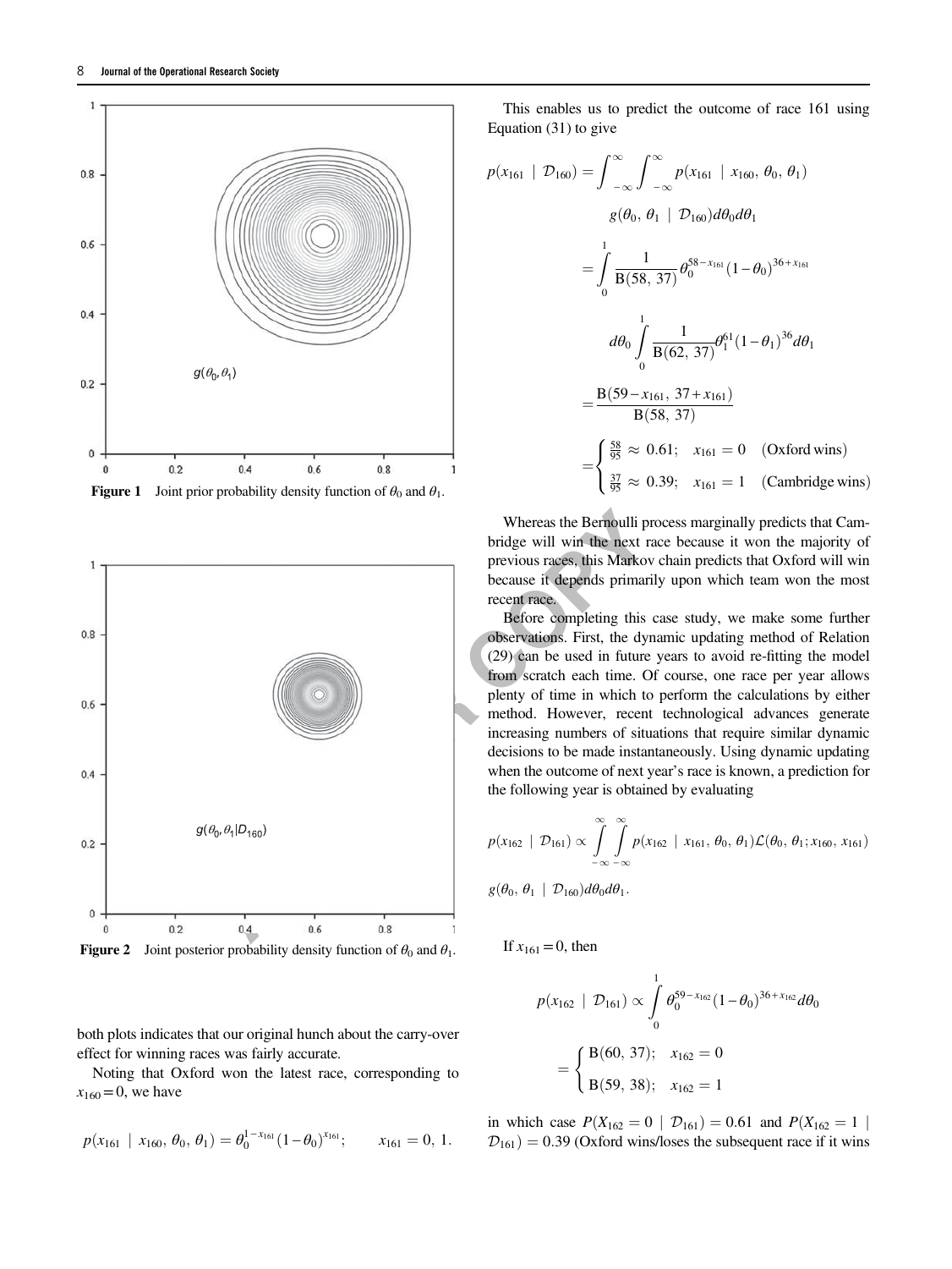Figure 1 Joint prior probability density function of $\theta_0$ and $\theta_1$.

Figure 2 Joint posterior probability density function of $\theta_0$ and $\theta_1$.

both plots indicates that our original hunch about the carry-over effect for winning races was fairly accurate.

Noting that Oxford won the latest race, corresponding to $x_{160}=0$, we have

$$p(x_{161} \mid x_{160}, \theta_0, \theta_1) = \theta_0^{1-x_{161}}(1-\theta_0)^{x_{161}}; \qquad x_{161}=0,\ 1.$$

This enables us to predict the outcome of race 161 using Equation (31) to give

$$\begin{aligned}
p(x_{161} \mid \mathcal{D}_{160}) &= \int_{-\infty}^{\infty}\int_{-\infty}^{\infty} p(x_{161} \mid x_{160}, \theta_0, \theta_1) \\
&\qquad g(\theta_0, \theta_1 \mid \mathcal{D}_{160}) d\theta_0 d\theta_1 \\
&= \int_0^1 \frac{1}{\mathrm{B}(58,\ 37)} \theta_0^{58-x_{161}}(1-\theta_0)^{36+x_{161}} \\
&\qquad d\theta_0 \int_0^1 \frac{1}{\mathrm{B}(62,\ 37)} \theta_1^{61}(1-\theta_1)^{36} d\theta_1 \\
&= \frac{\mathrm{B}(59-x_{161},\ 37+x_{161})}{\mathrm{B}(58,\ 37)} \\
&= \begin{cases} \frac{58}{95} \approx 0.61; & x_{161}=0 \quad \text{(Oxford wins)} \\ \frac{37}{95} \approx 0.39; & x_{161}=1 \quad \text{(Cambridge wins)} \end{cases}
\end{aligned}$$

Whereas the Bernoulli process marginally predicts that Cambridge will win the next race because it won the majority of previous races, this Markov chain predicts that Oxford will win because it depends primarily upon which team won the most recent race.

Before completing this case study, we make some further observations. First, the dynamic updating method of Relation (29) can be used in future years to avoid re-fitting the model from scratch each time. Of course, one race per year allows plenty of time in which to perform the calculations by either method. However, recent technological advances generate increasing numbers of situations that require similar dynamic decisions to be made instantaneously. Using dynamic updating when the outcome of next year's race is known, a prediction for the following year is obtained by evaluating

$$p(x_{162} \mid \mathcal{D}_{161}) \propto \int_{-\infty}^{\infty}\int_{-\infty}^{\infty} p(x_{162} \mid x_{161}, \theta_0, \theta_1)\mathcal{L}(\theta_0, \theta_1; x_{160}, x_{161})$$
$$g(\theta_0, \theta_1 \mid \mathcal{D}_{160}) d\theta_0 d\theta_1.$$

If $x_{161}=0$, then

$$\begin{aligned}
p(x_{162} \mid \mathcal{D}_{161}) &\propto \int_0^1 \theta_0^{59-x_{162}}(1-\theta_0)^{36+x_{162}} d\theta_0 \\
&= \begin{cases} \mathrm{B}(60,\ 37); & x_{162}=0 \\ \mathrm{B}(59,\ 38); & x_{162}=1 \end{cases}
\end{aligned}$$

in which case $P(X_{162}=0 \mid \mathcal{D}_{161}) = 0.61$ and $P(X_{162}=1 \mid \mathcal{D}_{161}) = 0.39$ (Oxford wins/loses the subsequent race if it wins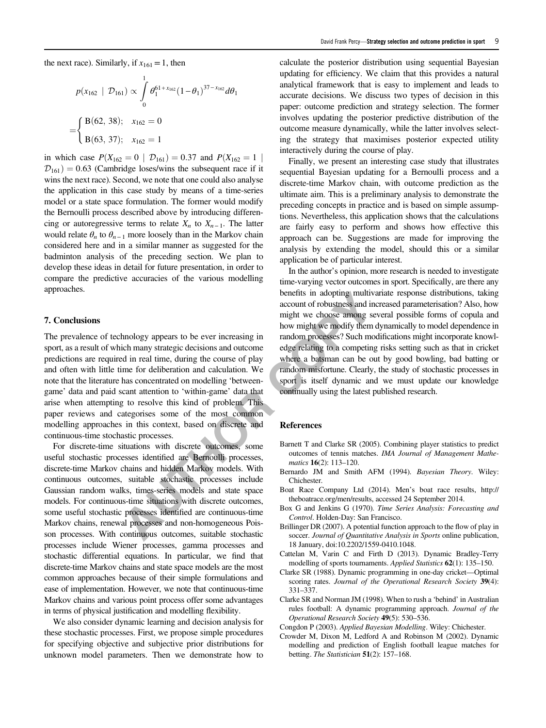the next race). Similarly, if $x_{161} = 1$, then

$$p(x_{162} \mid \mathcal{D}_{161}) \propto \int_0^1 \theta_1^{61+x_{162}} (1-\theta_1)^{37-x_{162}} d\theta_1$$

$$= \begin{cases} \mathrm{B}(62,\,38); & x_{162} = 0 \\ \mathrm{B}(63,\,37); & x_{162} = 1 \end{cases}$$

in which case $P(X_{162} = 0 \mid \mathcal{D}_{161}) = 0.37$ and $P(X_{162} = 1 \mid \mathcal{D}_{161}) = 0.63$ (Cambridge loses/wins the subsequent race if it wins the next race). Second, we note that one could also analyse the application in this case study by means of a time-series model or a state space formulation. The former would modify the Bernoulli process described above by introducing differencing or autoregressive terms to relate $X_n$ to $X_{n-1}$. The latter would relate $\theta_n$ to $\theta_{n-1}$ more loosely than in the Markov chain considered here and in a similar manner as suggested for the badminton analysis of the preceding section. We plan to develop these ideas in detail for future presentation, in order to compare the predictive accuracies of the various modelling approaches.

## 7. Conclusions

The prevalence of technology appears to be ever increasing in sport, as a result of which many strategic decisions and outcome predictions are required in real time, during the course of play and often with little time for deliberation and calculation. We note that the literature has concentrated on modelling 'between-game' data and paid scant attention to 'within-game' data that arise when attempting to resolve this kind of problem. This paper reviews and categorises some of the most common modelling approaches in this context, based on discrete and continuous-time stochastic processes.

For discrete-time situations with discrete outcomes, some useful stochastic processes identified are Bernoulli processes, discrete-time Markov chains and hidden Markov models. With continuous outcomes, suitable stochastic processes include Gaussian random walks, times-series models and state space models. For continuous-time situations with discrete outcomes, some useful stochastic processes identified are continuous-time Markov chains, renewal processes and non-homogeneous Poisson processes. With continuous outcomes, suitable stochastic processes include Wiener processes, gamma processes and stochastic differential equations. In particular, we find that discrete-time Markov chains and state space models are the most common approaches because of their simple formulations and ease of implementation. However, we note that continuous-time Markov chains and various point process offer some advantages in terms of physical justification and modelling flexibility.

We also consider dynamic learning and decision analysis for these stochastic processes. First, we propose simple procedures for specifying objective and subjective prior distributions for unknown model parameters. Then we demonstrate how to calculate the posterior distribution using sequential Bayesian updating for efficiency. We claim that this provides a natural analytical framework that is easy to implement and leads to accurate decisions. We discuss two types of decision in this paper: outcome prediction and strategy selection. The former involves updating the posterior predictive distribution of the outcome measure dynamically, while the latter involves selecting the strategy that maximises posterior expected utility interactively during the course of play.

Finally, we present an interesting case study that illustrates sequential Bayesian updating for a Bernoulli process and a discrete-time Markov chain, with outcome prediction as the ultimate aim. This is a preliminary analysis to demonstrate the preceding concepts in practice and is based on simple assumptions. Nevertheless, this application shows that the calculations are fairly easy to perform and shows how effective this approach can be. Suggestions are made for improving the analysis by extending the model, should this or a similar application be of particular interest.

In the author's opinion, more research is needed to investigate time-varying vector outcomes in sport. Specifically, are there any benefits in adopting multivariate response distributions, taking account of robustness and increased parameterisation? Also, how might we choose among several possible forms of copula and how might we modify them dynamically to model dependence in random processes? Such modifications might incorporate knowledge relating to a competing risks setting such as that in cricket where a batsman can be out by good bowling, bad batting or random misfortune. Clearly, the study of stochastic processes in sport is itself dynamic and we must update our knowledge continually using the latest published research.

## References

Barnett T and Clarke SR (2005). Combining player statistics to predict outcomes of tennis matches. *IMA Journal of Management Mathematics* **16**(2): 113–120.

Bernardo JM and Smith AFM (1994). *Bayesian Theory*. Wiley: Chichester.

Boat Race Company Ltd (2014). Men's boat race results, http://theboatrace.org/men/results, accessed 24 September 2014.

Box G and Jenkins G (1970). *Time Series Analysis: Forecasting and Control*. Holden-Day: San Francisco.

Brillinger DR (2007). A potential function approach to the flow of play in soccer. *Journal of Quantitative Analysis in Sports* online publication, 18 January, doi:10.2202/1559-0410.1048.

Cattelan M, Varin C and Firth D (2013). Dynamic Bradley-Terry modelling of sports tournaments. *Applied Statistics* **62**(1): 135–150.

Clarke SR (1988). Dynamic programming in one-day cricket—Optimal scoring rates. *Journal of the Operational Research Society* **39**(4): 331–337.

Clarke SR and Norman JM (1998). When to rush a 'behind' in Australian rules football: A dynamic programming approach. *Journal of the Operational Research Society* **49**(5): 530–536.

Congdon P (2003). *Applied Bayesian Modelling*. Wiley: Chichester.

Crowder M, Dixon M, Ledford A and Robinson M (2002). Dynamic modelling and prediction of English football league matches for betting. *The Statistician* **51**(2): 157–168.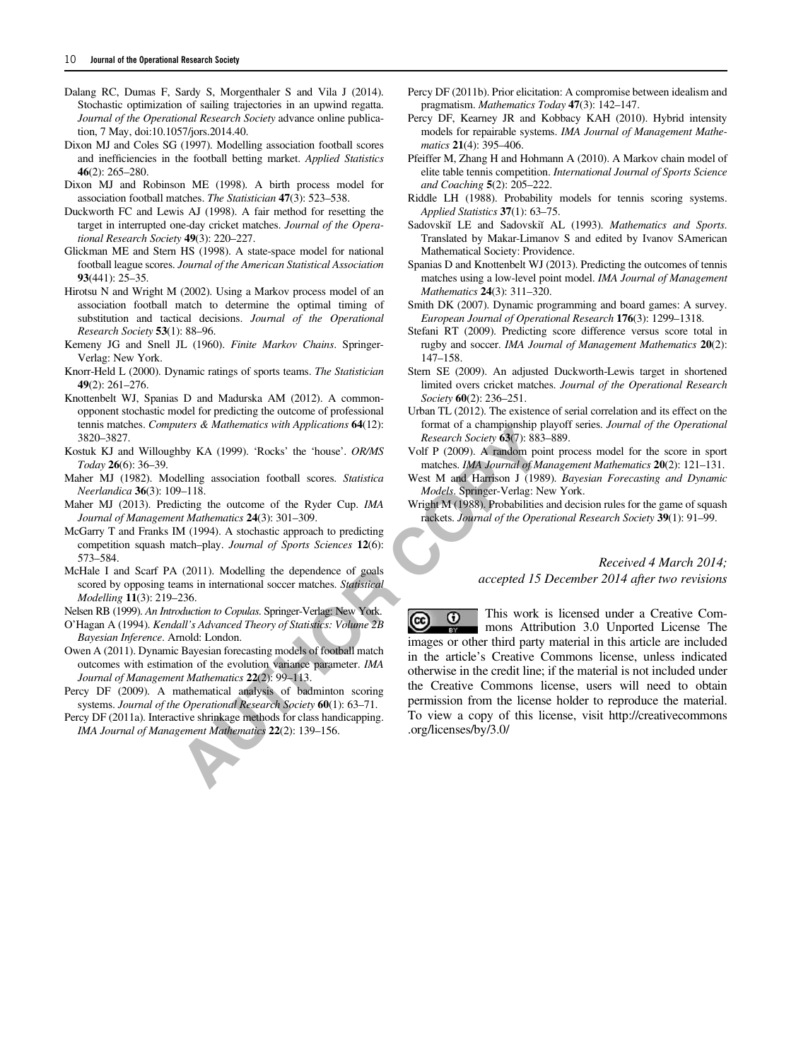Dalang RC, Dumas F, Sardy S, Morgenthaler S and Vila J (2014). Stochastic optimization of sailing trajectories in an upwind regatta. *Journal of the Operational Research Society* advance online publication, 7 May, doi:10.1057/jors.2014.40.

Dixon MJ and Coles SG (1997). Modelling association football scores and inefficiencies in the football betting market. *Applied Statistics* **46**(2): 265–280.

Dixon MJ and Robinson ME (1998). A birth process model for association football matches. *The Statistician* **47**(3): 523–538.

Duckworth FC and Lewis AJ (1998). A fair method for resetting the target in interrupted one-day cricket matches. *Journal of the Operational Research Society* **49**(3): 220–227.

Glickman ME and Stern HS (1998). A state-space model for national football league scores. *Journal of the American Statistical Association* **93**(441): 25–35.

Hirotsu N and Wright M (2002). Using a Markov process model of an association football match to determine the optimal timing of substitution and tactical decisions. *Journal of the Operational Research Society* **53**(1): 88–96.

Kemeny JG and Snell JL (1960). *Finite Markov Chains*. Springer-Verlag: New York.

Knorr-Held L (2000). Dynamic ratings of sports teams. *The Statistician* **49**(2): 261–276.

Knottenbelt WJ, Spanias D and Madurska AM (2012). A common-opponent stochastic model for predicting the outcome of professional tennis matches. *Computers & Mathematics with Applications* **64**(12): 3820–3827.

Kostuk KJ and Willoughby KA (1999). 'Rocks' the 'house'. *OR/MS Today* **26**(6): 36–39.

Maher MJ (1982). Modelling association football scores. *Statistica Neerlandica* **36**(3): 109–118.

Maher MJ (2013). Predicting the outcome of the Ryder Cup. *IMA Journal of Management Mathematics* **24**(3): 301–309.

McGarry T and Franks IM (1994). A stochastic approach to predicting competition squash match–play. *Journal of Sports Sciences* **12**(6): 573–584.

McHale I and Scarf PA (2011). Modelling the dependence of goals scored by opposing teams in international soccer matches. *Statistical Modelling* **11**(3): 219–236.

Nelsen RB (1999). *An Introduction to Copulas*. Springer-Verlag: New York.

O'Hagan A (1994). *Kendall's Advanced Theory of Statistics: Volume 2B Bayesian Inference*. Arnold: London.

Owen A (2011). Dynamic Bayesian forecasting models of football match outcomes with estimation of the evolution variance parameter. *IMA Journal of Management Mathematics* **22**(2): 99–113.

Percy DF (2009). A mathematical analysis of badminton scoring systems. *Journal of the Operational Research Society* **60**(1): 63–71.

Percy DF (2011a). Interactive shrinkage methods for class handicapping. *IMA Journal of Management Mathematics* **22**(2): 139–156.

Percy DF (2011b). Prior elicitation: A compromise between idealism and pragmatism. *Mathematics Today* **47**(3): 142–147.

Percy DF, Kearney JR and Kobbacy KAH (2010). Hybrid intensity models for repairable systems. *IMA Journal of Management Mathematics* **21**(4): 395–406.

Pfeiffer M, Zhang H and Hohmann A (2010). A Markov chain model of elite table tennis competition. *International Journal of Sports Science and Coaching* **5**(2): 205–222.

Riddle LH (1988). Probability models for tennis scoring systems. *Applied Statistics* **37**(1): 63–75.

Sadovskiĭ LE and Sadovskiĭ AL (1993). *Mathematics and Sports*. Translated by Makar-Limanov S and edited by Ivanov SAmerican Mathematical Society: Providence.

Spanias D and Knottenbelt WJ (2013). Predicting the outcomes of tennis matches using a low-level point model. *IMA Journal of Management Mathematics* **24**(3): 311–320.

Smith DK (2007). Dynamic programming and board games: A survey. *European Journal of Operational Research* **176**(3): 1299–1318.

Stefani RT (2009). Predicting score difference versus score total in rugby and soccer. *IMA Journal of Management Mathematics* **20**(2): 147–158.

Stern SE (2009). An adjusted Duckworth-Lewis target in shortened limited overs cricket matches. *Journal of the Operational Research Society* **60**(2): 236–251.

Urban TL (2012). The existence of serial correlation and its effect on the format of a championship playoff series. *Journal of the Operational Research Society* **63**(7): 883–889.

Volf P (2009). A random point process model for the score in sport matches. *IMA Journal of Management Mathematics* **20**(2): 121–131.

West M and Harrison J (1989). *Bayesian Forecasting and Dynamic Models*. Springer-Verlag: New York.

Wright M (1988). Probabilities and decision rules for the game of squash rackets. *Journal of the Operational Research Society* **39**(1): 91–99.

*Received 4 March 2014; accepted 15 December 2014 after two revisions*

This work is licensed under a Creative Commons Attribution 3.0 Unported License The images or other third party material in this article are included in the article's Creative Commons license, unless indicated otherwise in the credit line; if the material is not included under the Creative Commons license, users will need to obtain permission from the license holder to reproduce the material. To view a copy of this license, visit http://creativecommons.org/licenses/by/3.0/